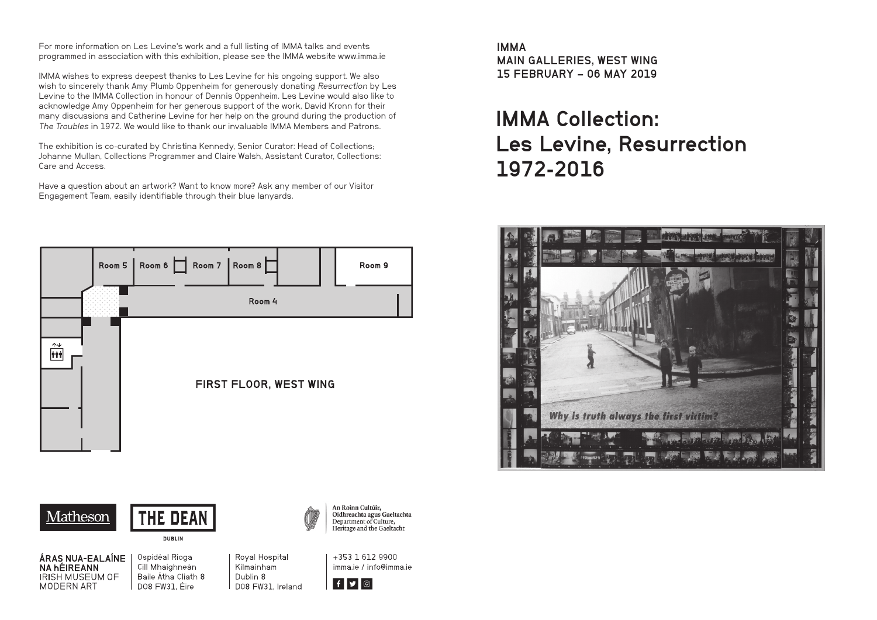For more information on Les Levine's work and a full listing of IMMA talks and events programmed in association with this exhibition, please see the IMMA website www.imma.ie

IMMA wishes to express deepest thanks to Les Levine for his ongoing support. We also wish to sincerely thank Amy Plumb Oppenheim for generously donating *Resurrection* by Les Levine to the IMMA Collection in honour of Dennis Oppenheim. Les Levine would also like to acknowledge Amy Oppenheim for her generous support of the work, David Kronn for their many discussions and Catherine Levine for her help on the ground during the production of *The Troubles* in 1972. We would like to thank our invaluable IMMA Members and Patrons.

The exhibition is co-curated by Christina Kennedy, Senior Curator: Head of Collections; Johanne Mullan, Collections Programmer and Claire Walsh, Assistant Curator, Collections: Care and Access.

Have a question about an artwork? Want to know more? Ask any member of our Visitor Engagement Team, easily identifiable through their blue lanyards.

Room 5 | Room 6 | Room 7 | Room 8 | Room 9

Room 4

FIRST FLOOR, WEST WING

Matheson

THE DEAN DUBLIN

An Roinn Cultúir, Oidhreachta agus Gaeltachta
Department of Culture, Heritage and the Gaeltacht

**ÁRAS NUA-EALAÍNE NA hÉIREANN**
IRISH MUSEUM OF MODERN ART

Ospidéal Ríoga
Cill Mhaighneàn
Baile Átha Cliath 8
D08 FW31, Éire

Royal Hospital
Kilmainham
Dublin 8
D08 FW31, Ireland

+353 1 612 9900
imma.ie / info@imma.ie

**IMMA**
**MAIN GALLERIES, WEST WING**
**15 FEBRUARY – 06 MAY 2019**

# IMMA Collection: Les Levine, Resurrection 1972-2016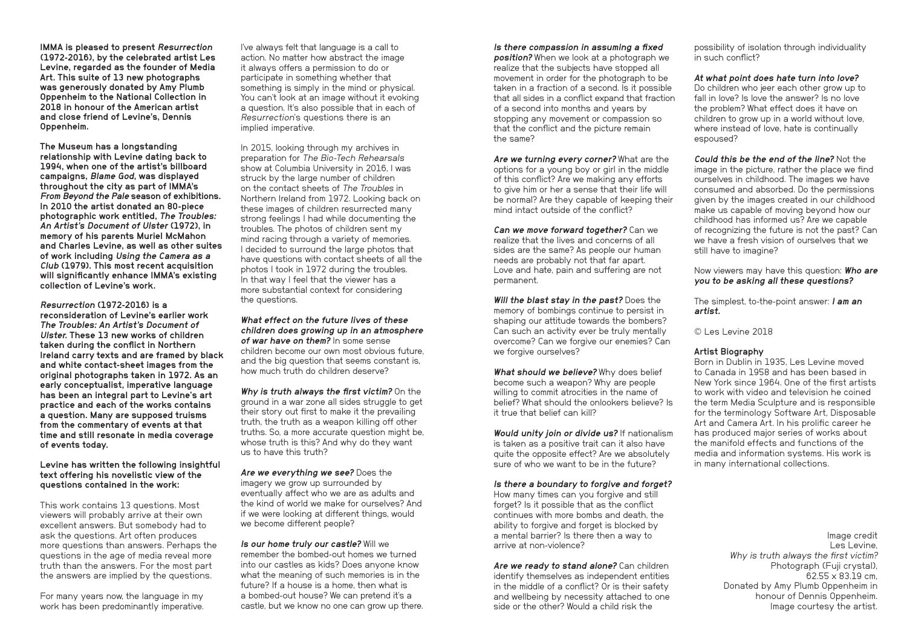**IMMA is pleased to present *Resurrection* (1972-2016), by the celebrated artist Les Levine, regarded as the founder of Media Art. This suite of 13 new photographs was generously donated by Amy Plumb Oppenheim to the National Collection in 2018 in honour of the American artist and close friend of Levine's, Dennis Oppenheim.**

**The Museum has a longstanding relationship with Levine dating back to 1994, when one of the artist's billboard campaigns, *Blame God*, was displayed throughout the city as part of IMMA's *From Beyond the Pale* season of exhibitions. In 2010 the artist donated an 80-piece photographic work entitled, *The Troubles: An Artist's Document of Ulster* (1972), in memory of his parents Muriel McMahon and Charles Levine, as well as other suites of work including *Using the Camera as a Club* (1979). This most recent acquisition will significantly enhance IMMA's existing collection of Levine's work.**

***Resurrection* (1972-2016) is a reconsideration of Levine's earlier work *The Troubles: An Artist's Document of Ulster*. These 13 new works of children taken during the conflict in Northern Ireland carry texts and are framed by black and white contact-sheet images from the original photographs taken in 1972. As an early conceptualist, imperative language has been an integral part to Levine's art practice and each of the works contains a question. Many are supposed truisms from the commentary of events at that time and still resonate in media coverage of events today.**

**Levine has written the following insightful text offering his novelistic view of the questions contained in the work:**

This work contains 13 questions. Most viewers will probably arrive at their own excellent answers. But somebody had to ask the questions. Art often produces more questions than answers. Perhaps the questions in the age of media reveal more truth than the answers. For the most part the answers are implied by the questions.

For many years now, the language in my work has been predominantly imperative. I've always felt that language is a call to action. No matter how abstract the image it always offers a permission to do or participate in something whether that something is simply in the mind or physical. You can't look at an image without it evoking a question. It's also possible that in each of *Resurrection*'s questions there is an implied imperative.

In 2015, looking through my archives in preparation for *The Bio-Tech Rehearsals* show at Columbia University in 2016, I was struck by the large number of children on the contact sheets of *The Troubles* in Northern Ireland from 1972. Looking back on these images of children resurrected many strong feelings I had while documenting the troubles. The photos of children sent my mind racing through a variety of memories. I decided to surround the large photos that have questions with contact sheets of all the photos I took in 1972 during the troubles. In that way I feel that the viewer has a more substantial context for considering the questions.

***What effect on the future lives of these children does growing up in an atmosphere of war have on them?*** In some sense children become our own most obvious future, and the big question that seems constant is, how much truth do children deserve?

***Why is truth always the first victim?*** On the ground in a war zone all sides struggle to get their story out first to make it the prevailing truth, the truth as a weapon killing off other truths. So, a more accurate question might be, whose truth is this? And why do they want us to have this truth?

***Are we everything we see?*** Does the imagery we grow up surrounded by eventually affect who we are as adults and the kind of world we make for ourselves? And if we were looking at different things, would we become different people?

***Is our home truly our castle?*** Will we remember the bombed-out homes we turned into our castles as kids? Does anyone know what the meaning of such memories is in the future? If a house is a home, then what is a bombed-out house? We can pretend it's a castle, but we know no one can grow up there.

***Is there compassion in assuming a fixed position?*** When we look at a photograph we realize that the subjects have stopped all movement in order for the photograph to be taken in a fraction of a second. Is it possible that all sides in a conflict expand that fraction of a second into months and years by stopping any movement or compassion so that the conflict and the picture remain the same?

***Are we turning every corner?*** What are the options for a young boy or girl in the middle of this conflict? Are we making any efforts to give him or her a sense that their life will be normal? Are they capable of keeping their mind intact outside of the conflict?

***Can we move forward together?*** Can we realize that the lives and concerns of all sides are the same? As people our human needs are probably not that far apart. Love and hate, pain and suffering are not permanent.

***Will the blast stay in the past?*** Does the memory of bombings continue to persist in shaping our attitude towards the bombers? Can such an activity ever be truly mentally overcome? Can we forgive our enemies? Can we forgive ourselves?

***What should we believe?*** Why does belief become such a weapon? Why are people willing to commit atrocities in the name of belief? What should the onlookers believe? Is it true that belief can kill?

***Would unity join or divide us?*** If nationalism is taken as a positive trait can it also have quite the opposite effect? Are we absolutely sure of who we want to be in the future?

***Is there a boundary to forgive and forget?*** How many times can you forgive and still forget? Is it possible that as the conflict continues with more bombs and death, the ability to forgive and forget is blocked by a mental barrier? Is there then a way to arrive at non-violence?

***Are we ready to stand alone?*** Can children identify themselves as independent entities in the middle of a conflict? Or is their safety and wellbeing by necessity attached to one side or the other? Would a child risk the possibility of isolation through individuality in such conflict?

***At what point does hate turn into love?*** Do children who jeer each other grow up to fall in love? Is love the answer? Is no love the problem? What effect does it have on children to grow up in a world without love, where instead of love, hate is continually espoused?

***Could this be the end of the line?*** Not the image in the picture, rather the place we find ourselves in childhood. The images we have consumed and absorbed. Do the permissions given by the images created in our childhood make us capable of moving beyond how our childhood has informed us? Are we capable of recognizing the future is not the past? Can we have a fresh vision of ourselves that we still have to imagine?

Now viewers may have this question: ***Who are you to be asking all these questions?***

The simplest, to-the-point answer: ***I am an artist.***

© Les Levine 2018

**Artist Biography**

Born in Dublin in 1935, Les Levine moved to Canada in 1958 and has been based in New York since 1964. One of the first artists to work with video and television he coined the term Media Sculpture and is responsible for the terminology Software Art, Disposable Art and Camera Art. In his prolific career he has produced major series of works about the manifold effects and functions of the media and information systems. His work is in many international collections.

Image credit
Les Levine,
*Why is truth always the first victim?*
Photograph (Fuji crystal),
62.55 x 83.19 cm,
Donated by Amy Plumb Oppenheim in honour of Dennis Oppenheim.
Image courtesy the artist.